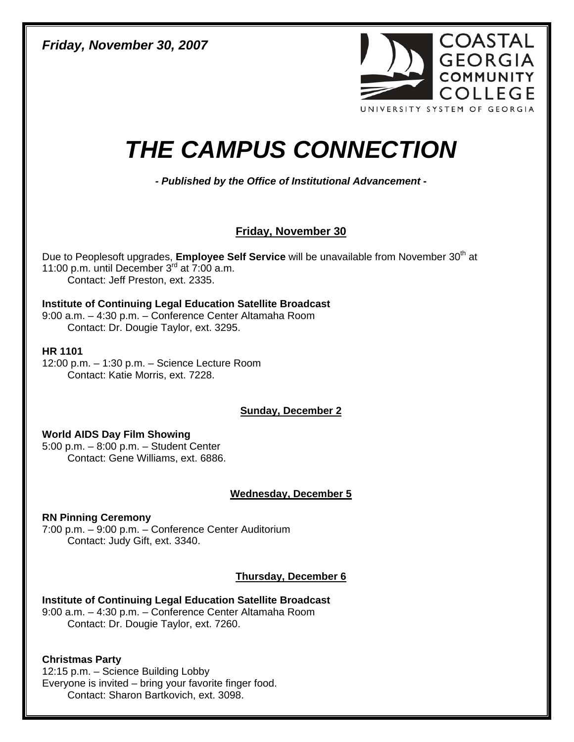*Friday, November 30, 2007*

COASTAL GEORGIA COMMUNITY COLLEGE
UNIVERSITY SYSTEM OF GEORGIA

# *THE CAMPUS CONNECTION*

***- Published by the Office of Institutional Advancement -***

## Friday, November 30

Due to Peoplesoft upgrades, **Employee Self Service** will be unavailable from November 30th at 11:00 p.m. until December 3rd at 7:00 a.m.
Contact: Jeff Preston, ext. 2335.

**Institute of Continuing Legal Education Satellite Broadcast**
9:00 a.m. – 4:30 p.m. – Conference Center Altamaha Room
Contact: Dr. Dougie Taylor, ext. 3295.

**HR 1101**
12:00 p.m. – 1:30 p.m. – Science Lecture Room
Contact: Katie Morris, ext. 7228.

## Sunday, December 2

**World AIDS Day Film Showing**
5:00 p.m. – 8:00 p.m. – Student Center
Contact: Gene Williams, ext. 6886.

## Wednesday, December 5

**RN Pinning Ceremony**
7:00 p.m. – 9:00 p.m. – Conference Center Auditorium
Contact: Judy Gift, ext. 3340.

## Thursday, December 6

**Institute of Continuing Legal Education Satellite Broadcast**
9:00 a.m. – 4:30 p.m. – Conference Center Altamaha Room
Contact: Dr. Dougie Taylor, ext. 7260.

**Christmas Party**
12:15 p.m. – Science Building Lobby
Everyone is invited – bring your favorite finger food.
Contact: Sharon Bartkovich, ext. 3098.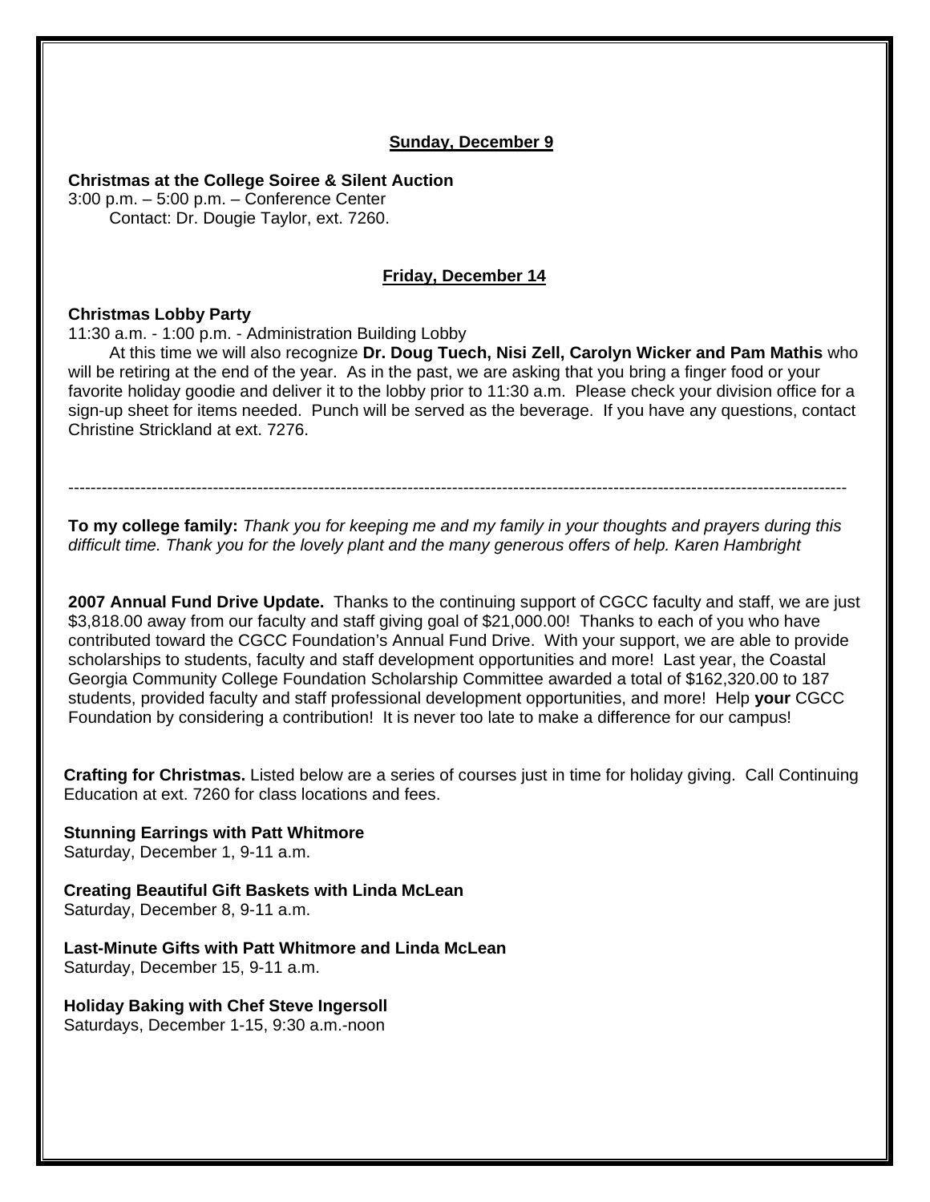**<u>Sunday, December 9</u>**

**Christmas at the College Soiree & Silent Auction**
3:00 p.m. – 5:00 p.m. – Conference Center
Contact: Dr. Dougie Taylor, ext. 7260.

**<u>Friday, December 14</u>**

**Christmas Lobby Party**
11:30 a.m. - 1:00 p.m. - Administration Building Lobby
At this time we will also recognize **Dr. Doug Tuech, Nisi Zell, Carolyn Wicker and Pam Mathis** who will be retiring at the end of the year. As in the past, we are asking that you bring a finger food or your favorite holiday goodie and deliver it to the lobby prior to 11:30 a.m. Please check your division office for a sign-up sheet for items needed. Punch will be served as the beverage. If you have any questions, contact Christine Strickland at ext. 7276.

---

**To my college family:** *Thank you for keeping me and my family in your thoughts and prayers during this difficult time. Thank you for the lovely plant and the many generous offers of help. Karen Hambright*

**2007 Annual Fund Drive Update.** Thanks to the continuing support of CGCC faculty and staff, we are just $3,818.00 away from our faculty and staff giving goal of $21,000.00! Thanks to each of you who have contributed toward the CGCC Foundation's Annual Fund Drive. With your support, we are able to provide scholarships to students, faculty and staff development opportunities and more! Last year, the Coastal Georgia Community College Foundation Scholarship Committee awarded a total of $162,320.00 to 187 students, provided faculty and staff professional development opportunities, and more! Help **your** CGCC Foundation by considering a contribution! It is never too late to make a difference for our campus!

**Crafting for Christmas.** Listed below are a series of courses just in time for holiday giving. Call Continuing Education at ext. 7260 for class locations and fees.

**Stunning Earrings with Patt Whitmore**
Saturday, December 1, 9-11 a.m.

**Creating Beautiful Gift Baskets with Linda McLean**
Saturday, December 8, 9-11 a.m.

**Last-Minute Gifts with Patt Whitmore and Linda McLean**
Saturday, December 15, 9-11 a.m.

**Holiday Baking with Chef Steve Ingersoll**
Saturdays, December 1-15, 9:30 a.m.-noon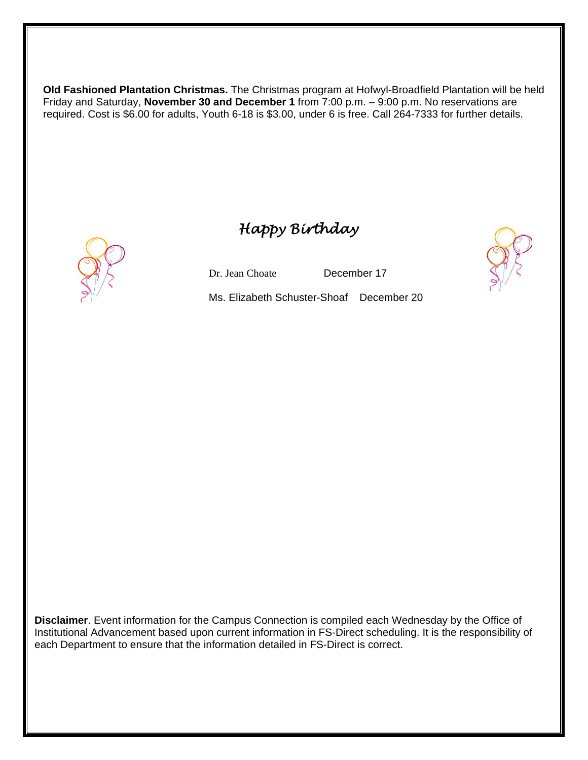**Old Fashioned Plantation Christmas.** The Christmas program at Hofwyl-Broadfield Plantation will be held Friday and Saturday, **November 30 and December 1** from 7:00 p.m. – 9:00 p.m. No reservations are required. Cost is $6.00 for adults, Youth 6-18 is $3.00, under 6 is free. Call 264-7333 for further details.

## *Happy Birthday*

Dr. Jean Choate December 17

Ms. Elizabeth Schuster-Shoaf December 20

**Disclaimer**. Event information for the Campus Connection is compiled each Wednesday by the Office of Institutional Advancement based upon current information in FS-Direct scheduling. It is the responsibility of each Department to ensure that the information detailed in FS-Direct is correct.